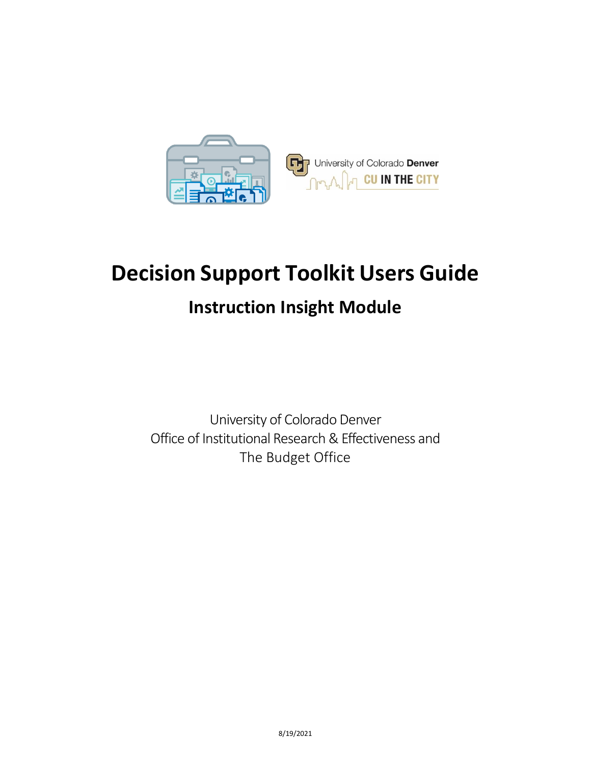# Decision Support Toolkit Users Guide

## Instruction Insight Module

University of Colorado Denver
Office of Institutional Research & Effectiveness and
The Budget Office

8/19/2021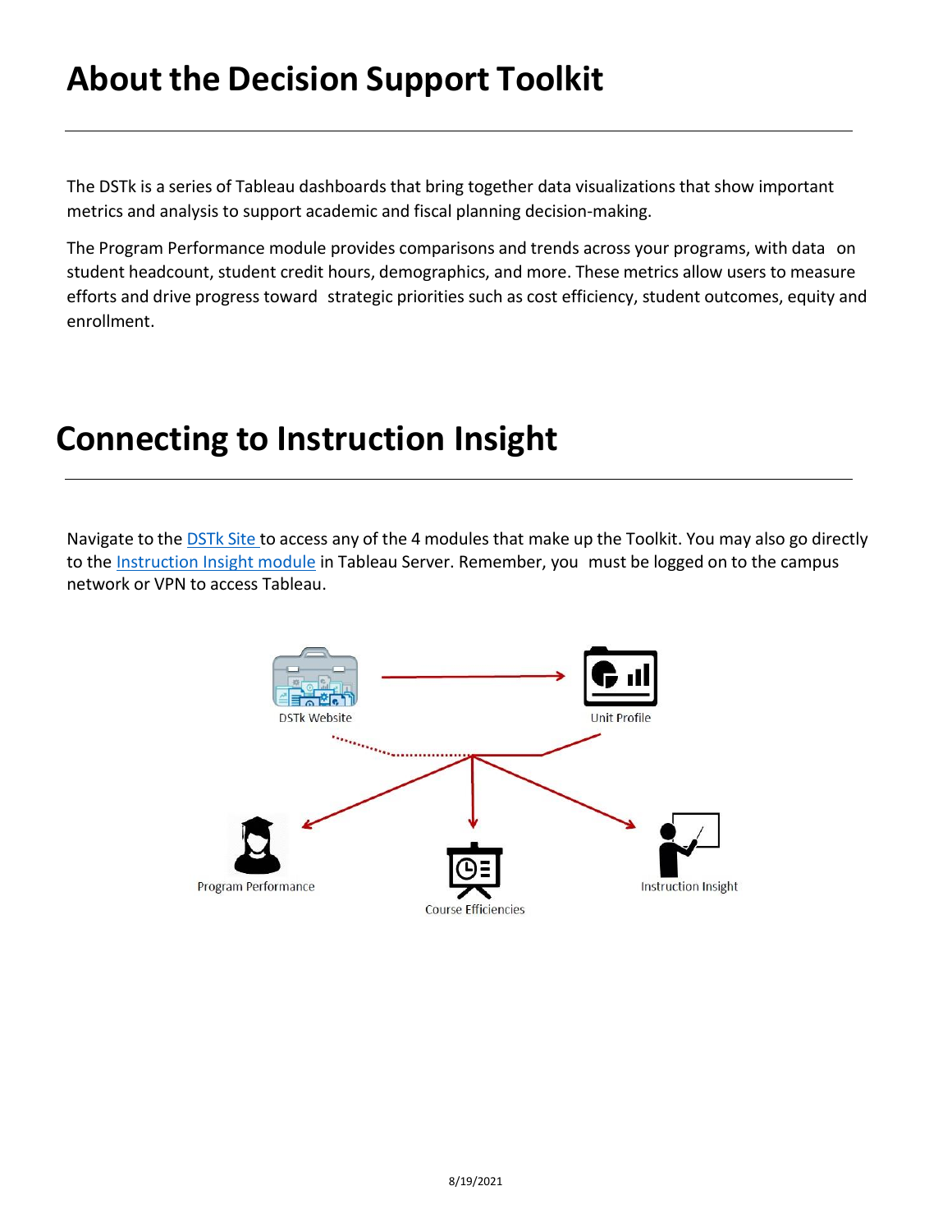# About the Decision Support Toolkit

The DSTk is a series of Tableau dashboards that bring together data visualizations that show important metrics and analysis to support academic and fiscal planning decision-making.

The Program Performance module provides comparisons and trends across your programs, with data on student headcount, student credit hours, demographics, and more. These metrics allow users to measure efforts and drive progress toward strategic priorities such as cost efficiency, student outcomes, equity and enrollment.

# Connecting to Instruction Insight

Navigate to the DSTk Site to access any of the 4 modules that make up the Toolkit. You may also go directly to the Instruction Insight module in Tableau Server. Remember, you must be logged on to the campus network or VPN to access Tableau.

DSTk Website

Unit Profile

Program Performance

Course Efficiencies

Instruction Insight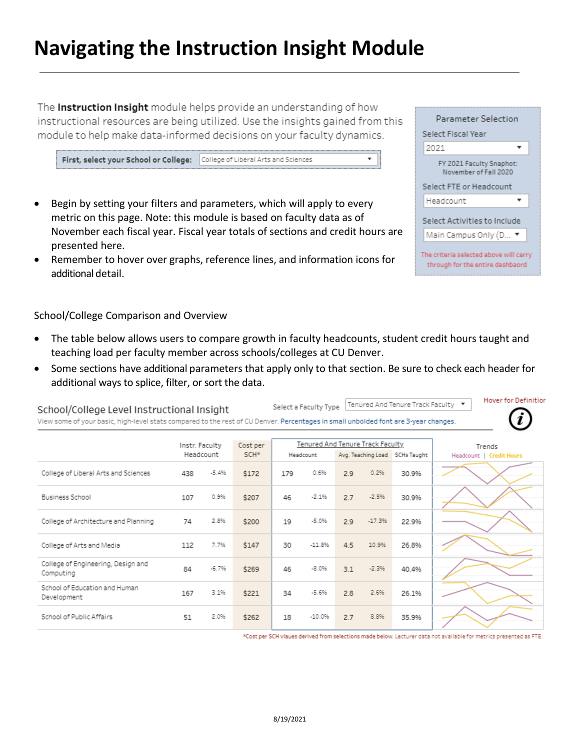# Navigating the Instruction Insight Module

The **Instruction Insight** module helps provide an understanding of how instructional resources are being utilized. Use the insights gained from this module to help make data-informed decisions on your faculty dynamics.

**First, select your School or College:** College of Liberal Arts and Sciences

Parameter Selection

Select Fiscal Year: 2021

FY 2021 Faculty Snaphot: November of Fall 2020

Select FTE or Headcount: Headcount

Select Activities to Include: Main Campus Only (D...

The criteria selected above will carry through for the entire dashbaord

- Begin by setting your filters and parameters, which will apply to every metric on this page. Note: this module is based on faculty data as of November each fiscal year. Fiscal year totals of sections and credit hours are presented here.
- Remember to hover over graphs, reference lines, and information icons for additional detail.

School/College Comparison and Overview

- The table below allows users to compare growth in faculty headcounts, student credit hours taught and teaching load per faculty member across schools/colleges at CU Denver.
- Some sections have additional parameters that apply only to that section. Be sure to check each header for additional ways to splice, filter, or sort the data.

School/College Level Instructional Insight

Select a Faculty Type: Tenured And Tenure Track Faculty

Hover for Definition

View some of your basic, high-level stats compared to the rest of CU Denver. Percentages in small unbolded font are 3-year changes.

| | Instr. Faculty Headcount | | Cost per SCH* | Tenured And Tenure Track Faculty | | | | | Trends |
|---|---|---|---|---|---|---|---|---|---|
| | | | | Headcount | | Avg. Teaching Load | | SCHs Taught | Headcount \| Credit Hours |
| College of Liberal Arts and Sciences | 438 | -5.4% | $172 | 179 | 0.6% | 2.9 | 0.2% | 30.9% | |
| Business School | 107 | 0.9% | $207 | 46 | -2.1% | 2.7 | -2.5% | 30.9% | |
| College of Architecture and Planning | 74 | 2.8% | $200 | 19 | -5.0% | 2.9 | -17.3% | 22.9% | |
| College of Arts and Media | 112 | 7.7% | $147 | 30 | -11.8% | 4.5 | 10.9% | 26.8% | |
| College of Engineering, Design and Computing | 84 | -6.7% | $269 | 46 | -8.0% | 3.1 | -2.3% | 40.4% | |
| School of Education and Human Development | 167 | 3.1% | $221 | 34 | -5.6% | 2.8 | 2.6% | 26.1% | |
| School of Public Affairs | 51 | 2.0% | $262 | 18 | -10.0% | 2.7 | 8.8% | 35.9% | |

*Cost per SCH vlaues derived from selections made below. Lecturer data not available for metrics presented as FTE.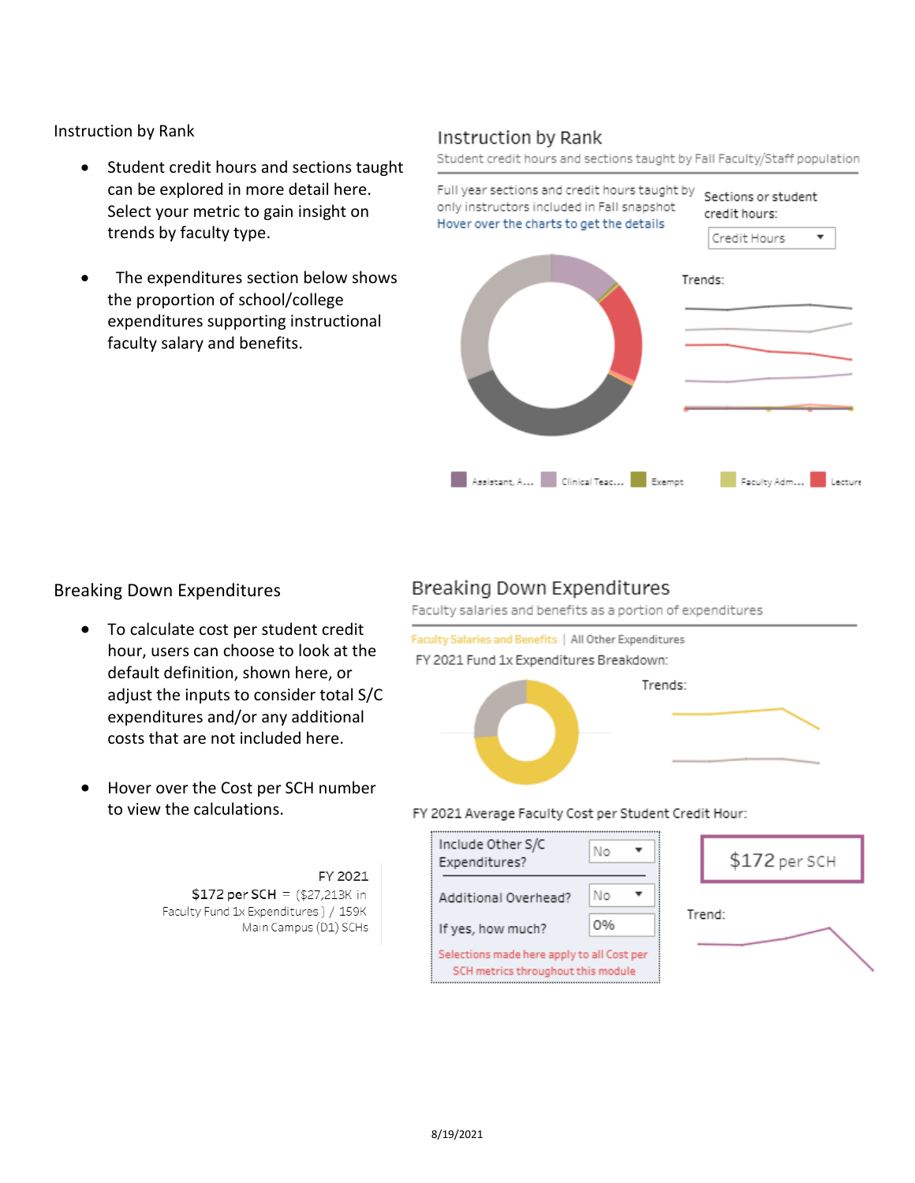## Instruction by Rank

- Student credit hours and sections taught can be explored in more detail here. Select your metric to gain insight on trends by faculty type.
- The expenditures section below shows the proportion of school/college expenditures supporting instructional faculty salary and benefits.

### Instruction by Rank

Student credit hours and sections taught by Fall Faculty/Staff population

Full year sections and credit hours taught by only instructors included in Fall snapshot

Hover over the charts to get the details

Sections or student credit hours: Credit Hours

Trends:

Assistant, A... | Clinical Teac... | Exempt | Faculty Adm... | Lecture

## Breaking Down Expenditures

- To calculate cost per student credit hour, users can choose to look at the default definition, shown here, or adjust the inputs to consider total S/C expenditures and/or any additional costs that are not included here.
- Hover over the Cost per SCH number to view the calculations.

FY 2021
$172 per SCH = ($27,213K in Faculty Fund 1x Expenditures ) / 159K Main Campus (D1) SCHs

### Breaking Down Expenditures

Faculty salaries and benefits as a portion of expenditures

Faculty Salaries and Benefits | All Other Expenditures

FY 2021 Fund 1x Expenditures Breakdown:

Trends:

FY 2021 Average Faculty Cost per Student Credit Hour:

| | |
|---|---|
| Include Other S/C Expenditures? | No |
| Additional Overhead? | No |
| If yes, how much? | 0% |

Selections made here apply to all Cost per SCH metrics throughout this module

$172 per SCH

Trend:

8/19/2021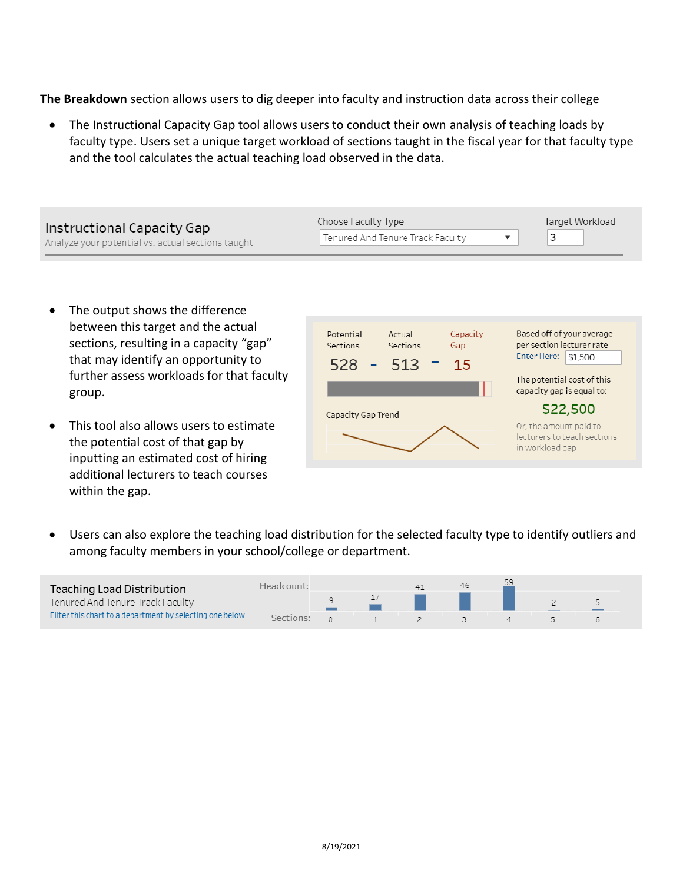**The Breakdown** section allows users to dig deeper into faculty and instruction data across their college

- The Instructional Capacity Gap tool allows users to conduct their own analysis of teaching loads by faculty type. Users set a unique target workload of sections taught in the fiscal year for that faculty type and the tool calculates the actual teaching load observed in the data.

Instructional Capacity Gap
Analyze your potential vs. actual sections taught

Choose Faculty Type: Tenured And Tenure Track Faculty

Target Workload: 3

- The output shows the difference between this target and the actual sections, resulting in a capacity "gap" that may identify an opportunity to further assess workloads for that faculty group.

- This tool also allows users to estimate the potential cost of that gap by inputting an estimated cost of hiring additional lecturers to teach courses within the gap.

| Potential Sections | | Actual Sections | | Capacity Gap |
|---|---|---|---|---|
| 528 | - | 513 | = | 15 |

Capacity Gap Trend

Based off of your average per section lecturer rate
Enter Here: $1,500

The potential cost of this capacity gap is equal to:

$22,500

Or, the amount paid to lecturers to teach sections in workload gap

- Users can also explore the teaching load distribution for the selected faculty type to identify outliers and among faculty members in your school/college or department.

Teaching Load Distribution
Tenured And Tenure Track Faculty
Filter this chart to a department by selecting one below

| Sections: | 0 | 1 | 2 | 3 | 4 | 5 | 6 |
|---|---|---|---|---|---|---|---|
| Headcount: | 9 | 17 | 41 | 46 | 59 | 2 | 5 |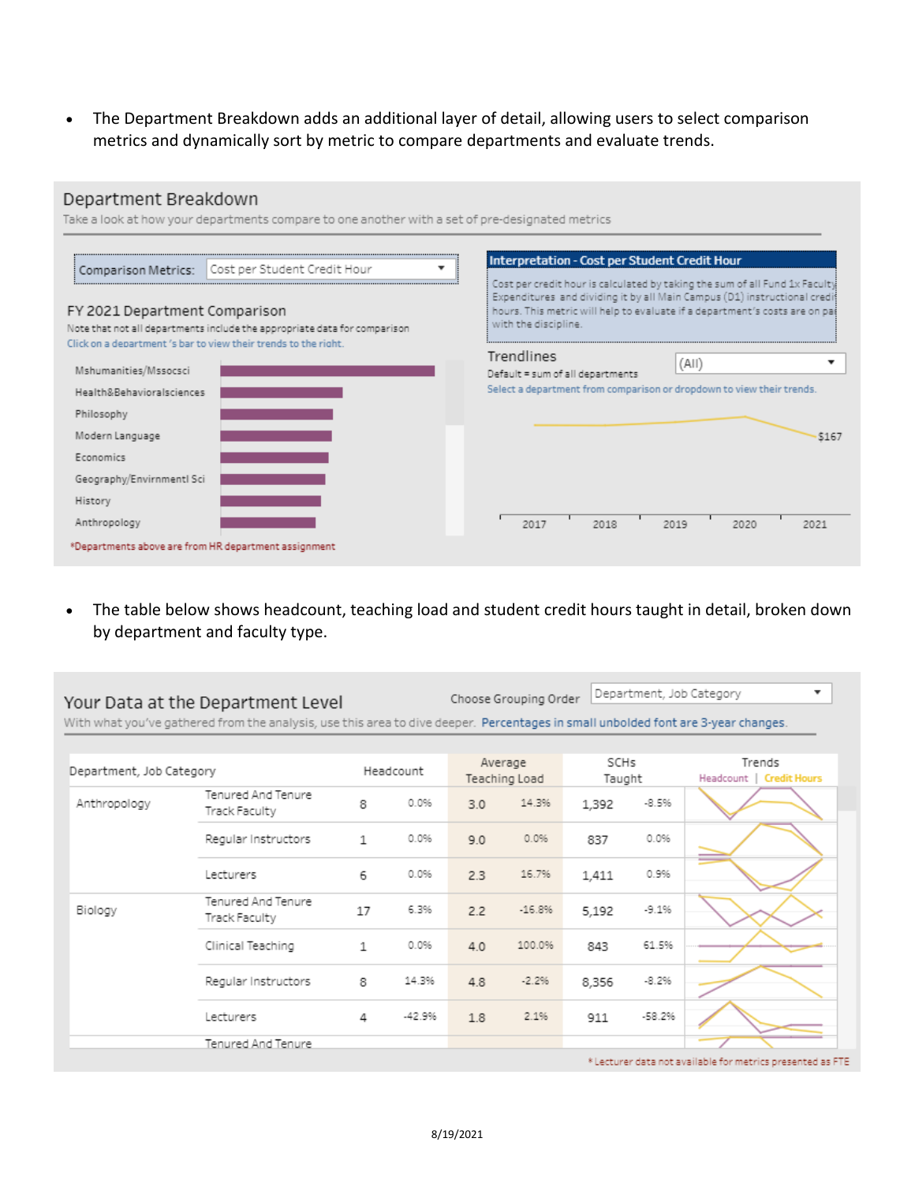- The Department Breakdown adds an additional layer of detail, allowing users to select comparison metrics and dynamically sort by metric to compare departments and evaluate trends.

Department Breakdown

Take a look at how your departments compare to one another with a set of pre-designated metrics

Comparison Metrics: Cost per Student Credit Hour

FY 2021 Department Comparison

Note that not all departments include the appropriate data for comparison

Click on a department's bar to view their trends to the right.

Mshumanities/Mssocsci

Health&Behavioralsciences

Philosophy

Modern Language

Economics

Geography/Envirnmentl Sci

History

Anthropology

*Departments above are from HR department assignment

Interpretation - Cost per Student Credit Hour

Cost per credit hour is calculated by taking the sum of all Fund 1x Faculty Expenditures and dividing it by all Main Campus (D1) instructional credit hours. This metric will help to evaluate if a department's costs are on par with the discipline.

Trendlines

Default = sum of all departments

(All)

Select a department from comparison or dropdown to view their trends.

$167

2017 2018 2019 2020 2021

- The table below shows headcount, teaching load and student credit hours taught in detail, broken down by department and faculty type.

Your Data at the Department Level

Choose Grouping Order: Department, Job Category

With what you've gathered from the analysis, use this area to dive deeper. Percentages in small unbolded font are 3-year changes.

| Department, Job Category | | Headcount | | Average Teaching Load | | SCHs Taught | | Trends (Headcount \| Credit Hours) |
|---|---|---|---|---|---|---|---|---|
| Anthropology | Tenured And Tenure Track Faculty | 8 | 0.0% | 3.0 | 14.3% | 1,392 | -8.5% | |
| | Regular Instructors | 1 | 0.0% | 9.0 | 0.0% | 837 | 0.0% | |
| | Lecturers | 6 | 0.0% | 2.3 | 16.7% | 1,411 | 0.9% | |
| Biology | Tenured And Tenure Track Faculty | 17 | 6.3% | 2.2 | -16.8% | 5,192 | -9.1% | |
| | Clinical Teaching | 1 | 0.0% | 4.0 | 100.0% | 843 | 61.5% | |
| | Regular Instructors | 8 | 14.3% | 4.8 | -2.2% | 8,356 | -8.2% | |
| | Lecturers | 4 | -42.9% | 1.8 | 2.1% | 911 | -58.2% | |
| | Tenured And Tenure | | | | | | | |

* Lecturer data not available for metrics presented as FTE

8/19/2021